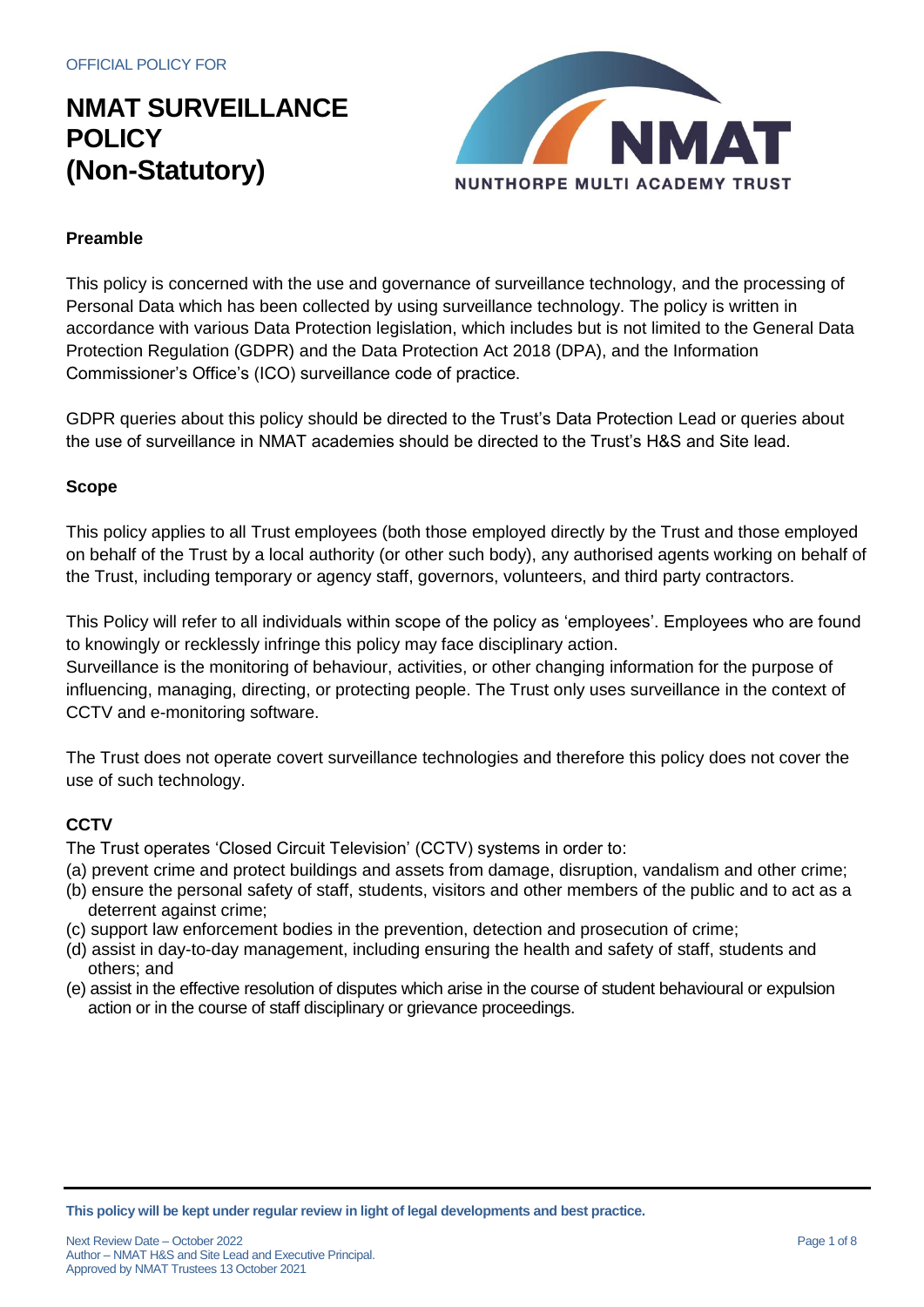OFFICIAL POLICY FOR

# NMAT SURVEILLANCE POLICY (Non-Statutory)

NMAT
NUNTHORPE MULTI ACADEMY TRUST

## Preamble

This policy is concerned with the use and governance of surveillance technology, and the processing of Personal Data which has been collected by using surveillance technology. The policy is written in accordance with various Data Protection legislation, which includes but is not limited to the General Data Protection Regulation (GDPR) and the Data Protection Act 2018 (DPA), and the Information Commissioner's Office's (ICO) surveillance code of practice.

GDPR queries about this policy should be directed to the Trust's Data Protection Lead or queries about the use of surveillance in NMAT academies should be directed to the Trust's H&S and Site lead.

## Scope

This policy applies to all Trust employees (both those employed directly by the Trust and those employed on behalf of the Trust by a local authority (or other such body), any authorised agents working on behalf of the Trust, including temporary or agency staff, governors, volunteers, and third party contractors.

This Policy will refer to all individuals within scope of the policy as 'employees'. Employees who are found to knowingly or recklessly infringe this policy may face disciplinary action.
Surveillance is the monitoring of behaviour, activities, or other changing information for the purpose of influencing, managing, directing, or protecting people. The Trust only uses surveillance in the context of CCTV and e-monitoring software.

The Trust does not operate covert surveillance technologies and therefore this policy does not cover the use of such technology.

## CCTV

The Trust operates 'Closed Circuit Television' (CCTV) systems in order to:

(a) prevent crime and protect buildings and assets from damage, disruption, vandalism and other crime;
(b) ensure the personal safety of staff, students, visitors and other members of the public and to act as a deterrent against crime;
(c) support law enforcement bodies in the prevention, detection and prosecution of crime;
(d) assist in day-to-day management, including ensuring the health and safety of staff, students and others; and
(e) assist in the effective resolution of disputes which arise in the course of student behavioural or expulsion action or in the course of staff disciplinary or grievance proceedings.

**This policy will be kept under regular review in light of legal developments and best practice.**

Next Review Date – October 2022
Author – NMAT H&S and Site Lead and Executive Principal.
Approved by NMAT Trustees 13 October 2021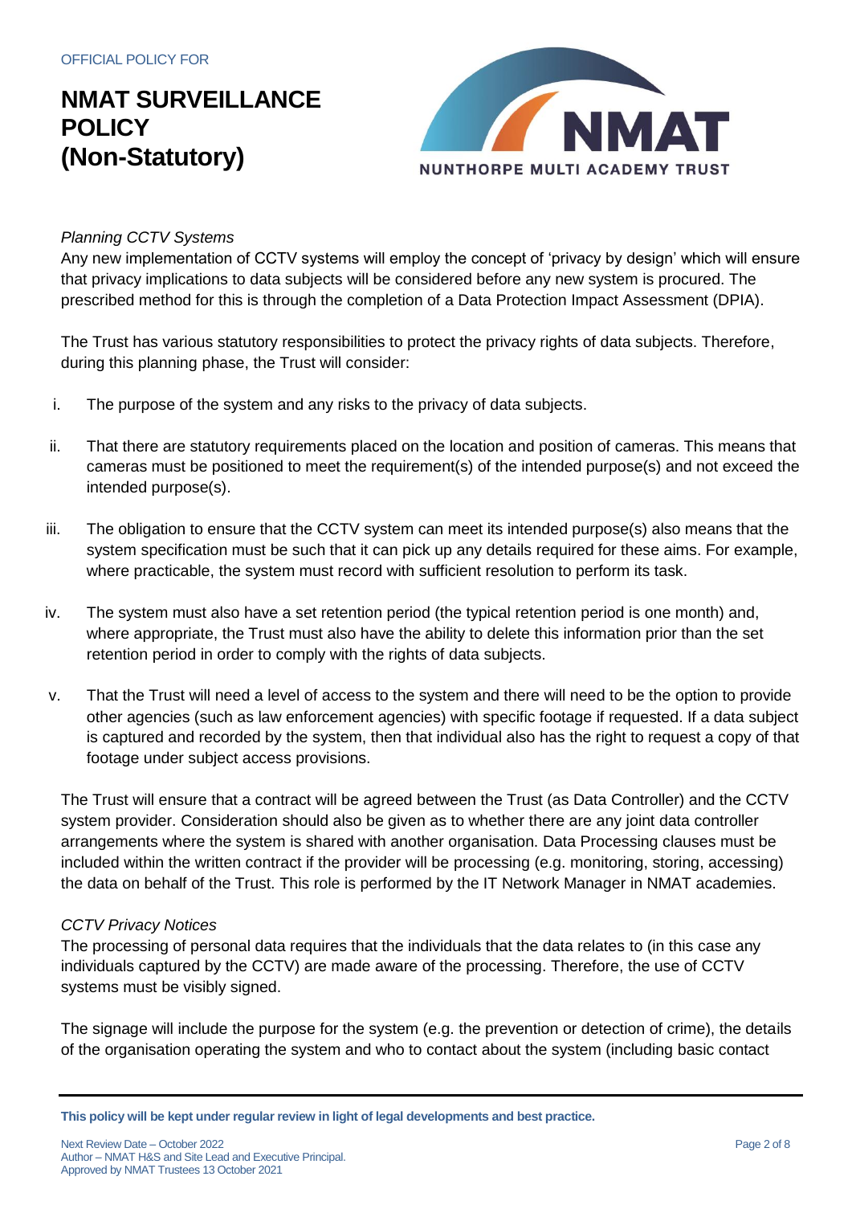*Planning CCTV Systems*

Any new implementation of CCTV systems will employ the concept of 'privacy by design' which will ensure that privacy implications to data subjects will be considered before any new system is procured. The prescribed method for this is through the completion of a Data Protection Impact Assessment (DPIA).

The Trust has various statutory responsibilities to protect the privacy rights of data subjects. Therefore, during this planning phase, the Trust will consider:

i. The purpose of the system and any risks to the privacy of data subjects.

ii. That there are statutory requirements placed on the location and position of cameras. This means that cameras must be positioned to meet the requirement(s) of the intended purpose(s) and not exceed the intended purpose(s).

iii. The obligation to ensure that the CCTV system can meet its intended purpose(s) also means that the system specification must be such that it can pick up any details required for these aims. For example, where practicable, the system must record with sufficient resolution to perform its task.

iv. The system must also have a set retention period (the typical retention period is one month) and, where appropriate, the Trust must also have the ability to delete this information prior than the set retention period in order to comply with the rights of data subjects.

v. That the Trust will need a level of access to the system and there will need to be the option to provide other agencies (such as law enforcement agencies) with specific footage if requested. If a data subject is captured and recorded by the system, then that individual also has the right to request a copy of that footage under subject access provisions.

The Trust will ensure that a contract will be agreed between the Trust (as Data Controller) and the CCTV system provider. Consideration should also be given as to whether there are any joint data controller arrangements where the system is shared with another organisation. Data Processing clauses must be included within the written contract if the provider will be processing (e.g. monitoring, storing, accessing) the data on behalf of the Trust. This role is performed by the IT Network Manager in NMAT academies.

*CCTV Privacy Notices*

The processing of personal data requires that the individuals that the data relates to (in this case any individuals captured by the CCTV) are made aware of the processing. Therefore, the use of CCTV systems must be visibly signed.

The signage will include the purpose for the system (e.g. the prevention or detection of crime), the details of the organisation operating the system and who to contact about the system (including basic contact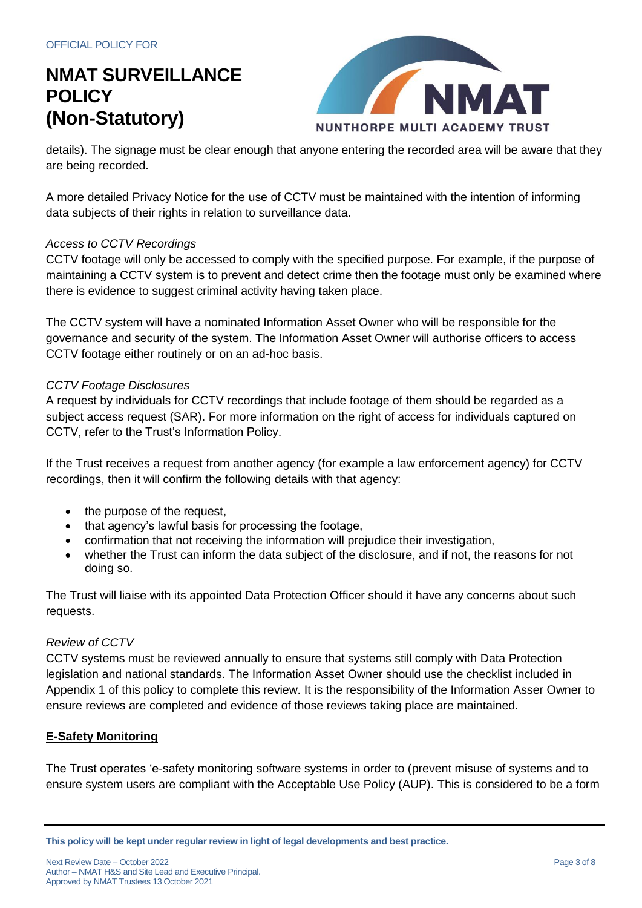details). The signage must be clear enough that anyone entering the recorded area will be aware that they are being recorded.

A more detailed Privacy Notice for the use of CCTV must be maintained with the intention of informing data subjects of their rights in relation to surveillance data.

*Access to CCTV Recordings*
CCTV footage will only be accessed to comply with the specified purpose. For example, if the purpose of maintaining a CCTV system is to prevent and detect crime then the footage must only be examined where there is evidence to suggest criminal activity having taken place.

The CCTV system will have a nominated Information Asset Owner who will be responsible for the governance and security of the system. The Information Asset Owner will authorise officers to access CCTV footage either routinely or on an ad-hoc basis.

*CCTV Footage Disclosures*
A request by individuals for CCTV recordings that include footage of them should be regarded as a subject access request (SAR). For more information on the right of access for individuals captured on CCTV, refer to the Trust's Information Policy.

If the Trust receives a request from another agency (for example a law enforcement agency) for CCTV recordings, then it will confirm the following details with that agency:

- the purpose of the request,
- that agency's lawful basis for processing the footage,
- confirmation that not receiving the information will prejudice their investigation,
- whether the Trust can inform the data subject of the disclosure, and if not, the reasons for not doing so.

The Trust will liaise with its appointed Data Protection Officer should it have any concerns about such requests.

*Review of CCTV*
CCTV systems must be reviewed annually to ensure that systems still comply with Data Protection legislation and national standards. The Information Asset Owner should use the checklist included in Appendix 1 of this policy to complete this review. It is the responsibility of the Information Asser Owner to ensure reviews are completed and evidence of those reviews taking place are maintained.

**E-Safety Monitoring**

The Trust operates 'e-safety monitoring software systems in order to (prevent misuse of systems and to ensure system users are compliant with the Acceptable Use Policy (AUP). This is considered to be a form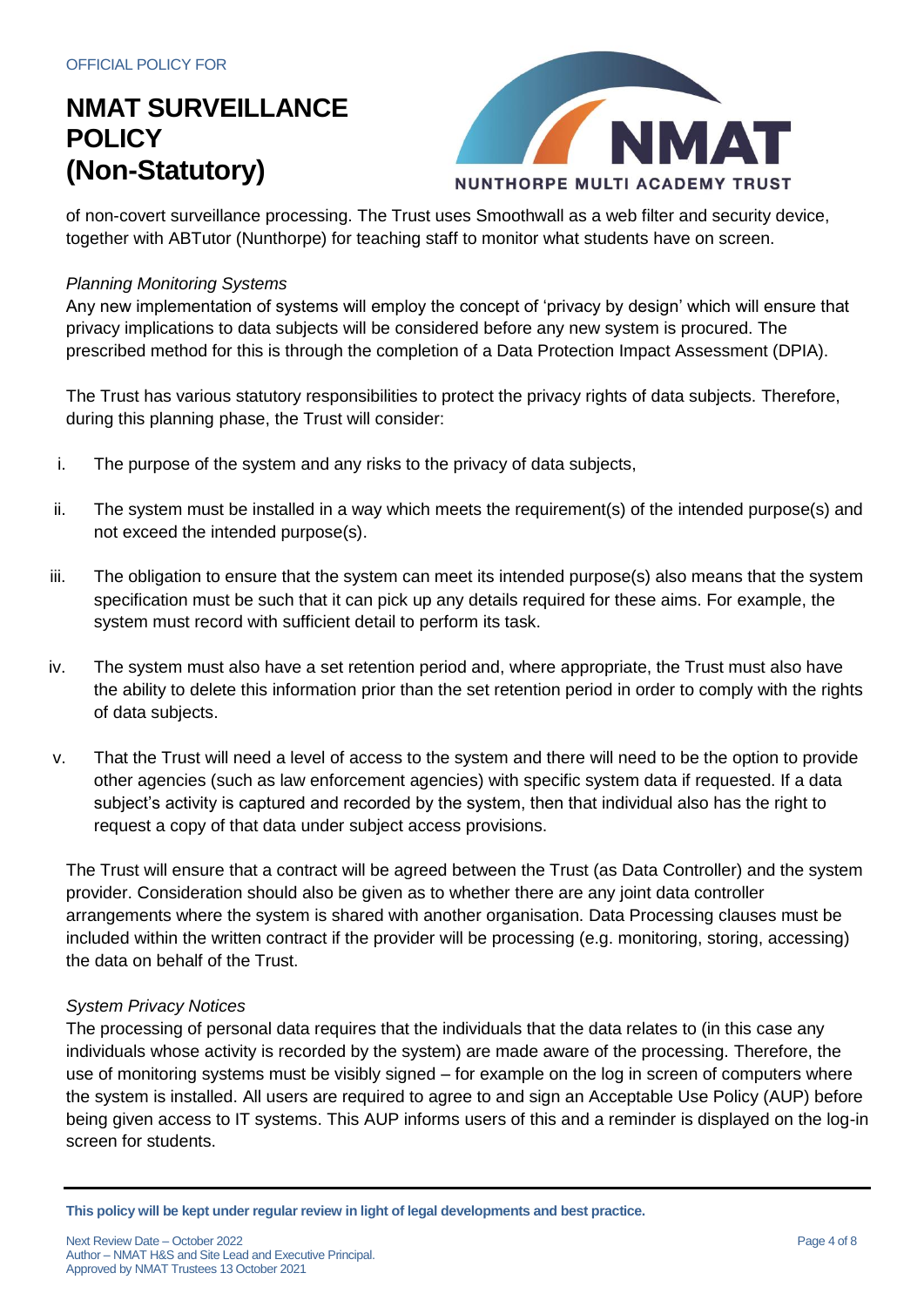of non-covert surveillance processing. The Trust uses Smoothwall as a web filter and security device, together with ABTutor (Nunthorpe) for teaching staff to monitor what students have on screen.

*Planning Monitoring Systems*

Any new implementation of systems will employ the concept of 'privacy by design' which will ensure that privacy implications to data subjects will be considered before any new system is procured. The prescribed method for this is through the completion of a Data Protection Impact Assessment (DPIA).

The Trust has various statutory responsibilities to protect the privacy rights of data subjects. Therefore, during this planning phase, the Trust will consider:

i. The purpose of the system and any risks to the privacy of data subjects,

ii. The system must be installed in a way which meets the requirement(s) of the intended purpose(s) and not exceed the intended purpose(s).

iii. The obligation to ensure that the system can meet its intended purpose(s) also means that the system specification must be such that it can pick up any details required for these aims. For example, the system must record with sufficient detail to perform its task.

iv. The system must also have a set retention period and, where appropriate, the Trust must also have the ability to delete this information prior than the set retention period in order to comply with the rights of data subjects.

v. That the Trust will need a level of access to the system and there will need to be the option to provide other agencies (such as law enforcement agencies) with specific system data if requested. If a data subject's activity is captured and recorded by the system, then that individual also has the right to request a copy of that data under subject access provisions.

The Trust will ensure that a contract will be agreed between the Trust (as Data Controller) and the system provider. Consideration should also be given as to whether there are any joint data controller arrangements where the system is shared with another organisation. Data Processing clauses must be included within the written contract if the provider will be processing (e.g. monitoring, storing, accessing) the data on behalf of the Trust.

*System Privacy Notices*

The processing of personal data requires that the individuals that the data relates to (in this case any individuals whose activity is recorded by the system) are made aware of the processing. Therefore, the use of monitoring systems must be visibly signed – for example on the log in screen of computers where the system is installed. All users are required to agree to and sign an Acceptable Use Policy (AUP) before being given access to IT systems. This AUP informs users of this and a reminder is displayed on the log-in screen for students.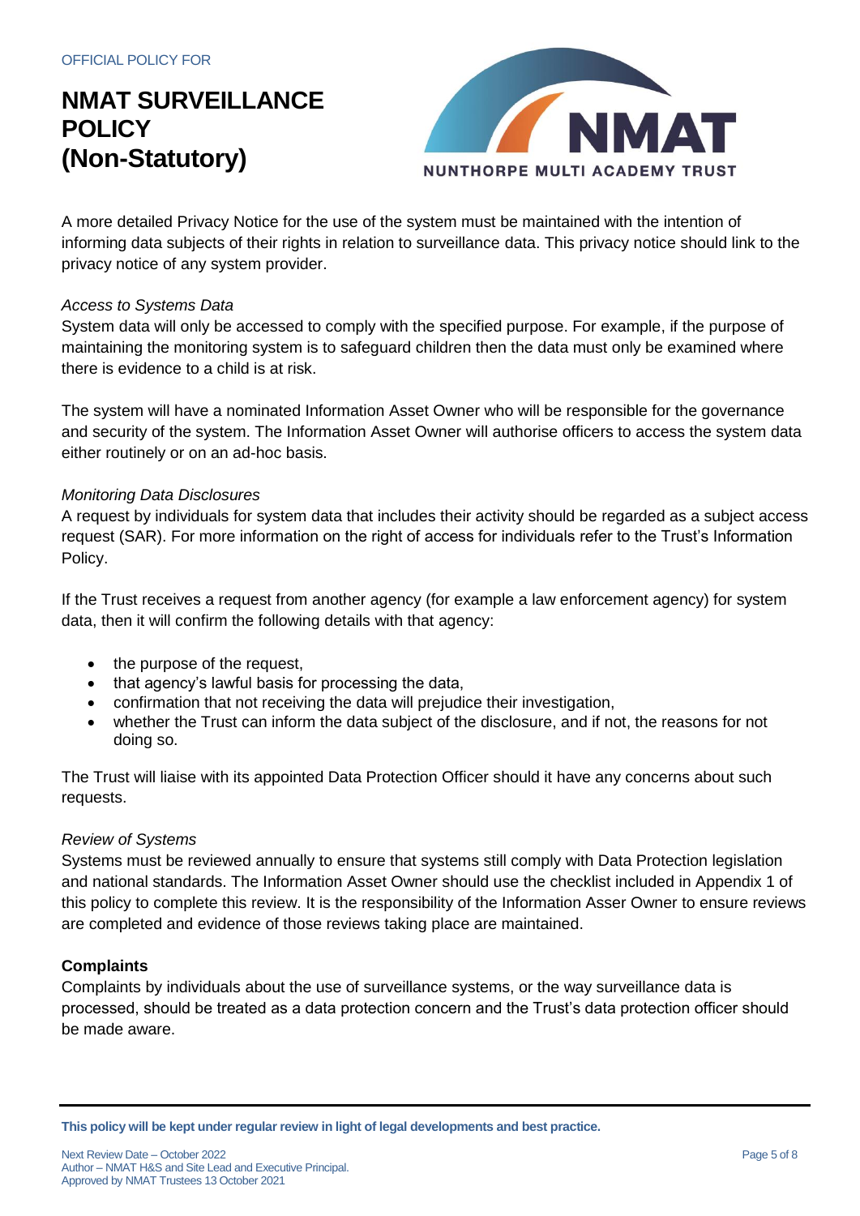A more detailed Privacy Notice for the use of the system must be maintained with the intention of informing data subjects of their rights in relation to surveillance data. This privacy notice should link to the privacy notice of any system provider.

*Access to Systems Data*

System data will only be accessed to comply with the specified purpose. For example, if the purpose of maintaining the monitoring system is to safeguard children then the data must only be examined where there is evidence to a child is at risk.

The system will have a nominated Information Asset Owner who will be responsible for the governance and security of the system. The Information Asset Owner will authorise officers to access the system data either routinely or on an ad-hoc basis.

*Monitoring Data Disclosures*

A request by individuals for system data that includes their activity should be regarded as a subject access request (SAR). For more information on the right of access for individuals refer to the Trust's Information Policy.

If the Trust receives a request from another agency (for example a law enforcement agency) for system data, then it will confirm the following details with that agency:

- the purpose of the request,
- that agency's lawful basis for processing the data,
- confirmation that not receiving the data will prejudice their investigation,
- whether the Trust can inform the data subject of the disclosure, and if not, the reasons for not doing so.

The Trust will liaise with its appointed Data Protection Officer should it have any concerns about such requests.

*Review of Systems*

Systems must be reviewed annually to ensure that systems still comply with Data Protection legislation and national standards. The Information Asset Owner should use the checklist included in Appendix 1 of this policy to complete this review. It is the responsibility of the Information Asser Owner to ensure reviews are completed and evidence of those reviews taking place are maintained.

**Complaints**

Complaints by individuals about the use of surveillance systems, or the way surveillance data is processed, should be treated as a data protection concern and the Trust's data protection officer should be made aware.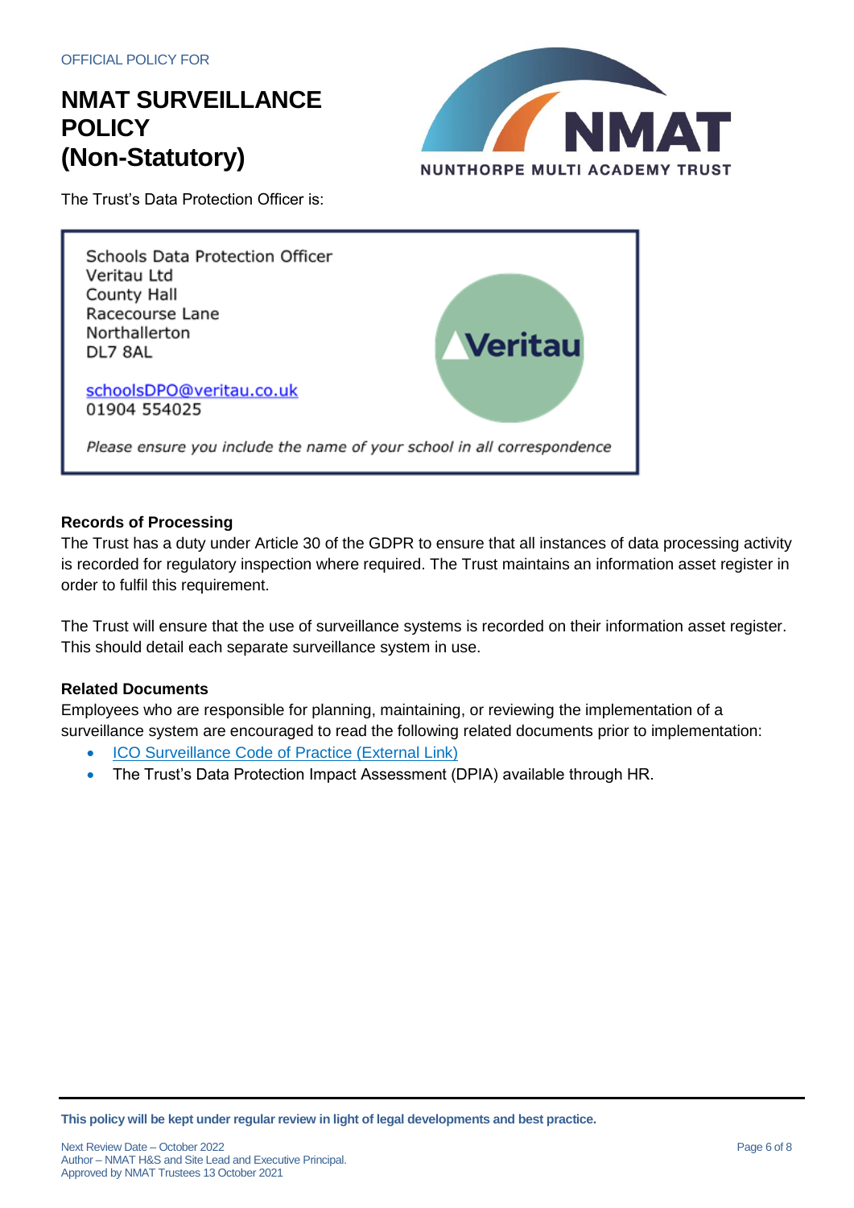The Trust's Data Protection Officer is:

Schools Data Protection Officer
Veritau Ltd
County Hall
Racecourse Lane
Northallerton
DL7 8AL

schoolsDPO@veritau.co.uk
01904 554025

*Please ensure you include the name of your school in all correspondence*

**Records of Processing**

The Trust has a duty under Article 30 of the GDPR to ensure that all instances of data processing activity is recorded for regulatory inspection where required. The Trust maintains an information asset register in order to fulfil this requirement.

The Trust will ensure that the use of surveillance systems is recorded on their information asset register. This should detail each separate surveillance system in use.

**Related Documents**

Employees who are responsible for planning, maintaining, or reviewing the implementation of a surveillance system are encouraged to read the following related documents prior to implementation:

- ICO Surveillance Code of Practice (External Link)
- The Trust's Data Protection Impact Assessment (DPIA) available through HR.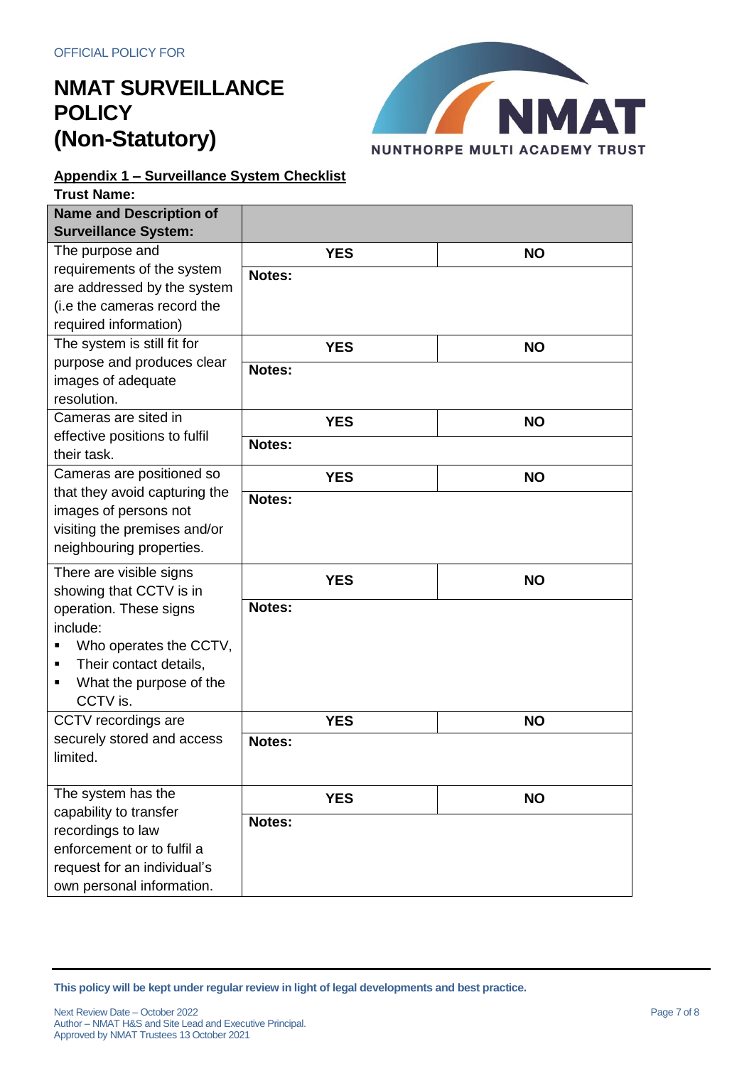OFFICIAL POLICY FOR

# NMAT SURVEILLANCE POLICY (Non-Statutory)

## Appendix 1 – Surveillance System Checklist

**Trust Name:**

| Name and Description of Surveillance System: | | |
|---|---|---|
| The purpose and requirements of the system are addressed by the system (i.e the cameras record the required information) | **YES** | **NO** |
| | **Notes:** | |
| The system is still fit for purpose and produces clear images of adequate resolution. | **YES** | **NO** |
| | **Notes:** | |
| Cameras are sited in effective positions to fulfil their task. | **YES** | **NO** |
| | **Notes:** | |
| Cameras are positioned so that they avoid capturing the images of persons not visiting the premises and/or neighbouring properties. | **YES** | **NO** |
| | **Notes:** | |
| There are visible signs showing that CCTV is in operation. These signs include: <br>▪ Who operates the CCTV, <br>▪ Their contact details, <br>▪ What the purpose of the CCTV is. | **YES** | **NO** |
| | **Notes:** | |
| CCTV recordings are securely stored and access limited. | **YES** | **NO** |
| | **Notes:** | |
| The system has the capability to transfer recordings to law enforcement or to fulfil a request for an individual's own personal information. | **YES** | **NO** |
| | **Notes:** | |

**This policy will be kept under regular review in light of legal developments and best practice.**

Next Review Date – October 2022
Author – NMAT H&S and Site Lead and Executive Principal.
Approved by NMAT Trustees 13 October 2021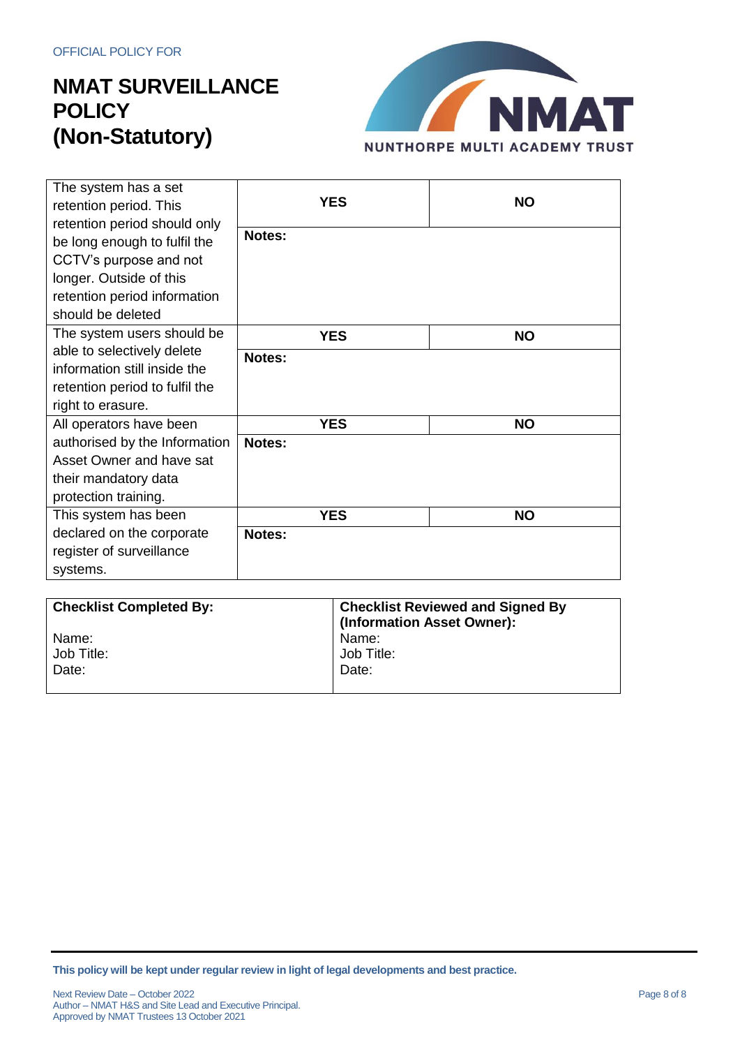| | | |
|---|---|---|
| The system has a set retention period. This retention period should only be long enough to fulfil the CCTV's purpose and not longer. Outside of this retention period information should be deleted | **YES** | **NO** |
| | **Notes:** | |
| The system users should be able to selectively delete information still inside the retention period to fulfil the right to erasure. | **YES** | **NO** |
| | **Notes:** | |
| All operators have been authorised by the Information Asset Owner and have sat their mandatory data protection training. | **YES** | **NO** |
| | **Notes:** | |
| This system has been declared on the corporate register of surveillance systems. | **YES** | **NO** |
| | **Notes:** | |

| **Checklist Completed By:** | **Checklist Reviewed and Signed By (Information Asset Owner):** |
|---|---|
| Name:<br>Job Title:<br>Date: | Name:<br>Job Title:<br>Date: |

**This policy will be kept under regular review in light of legal developments and best practice.**

Next Review Date – October 2022
Author – NMAT H&S and Site Lead and Executive Principal.
Approved by NMAT Trustees 13 October 2021